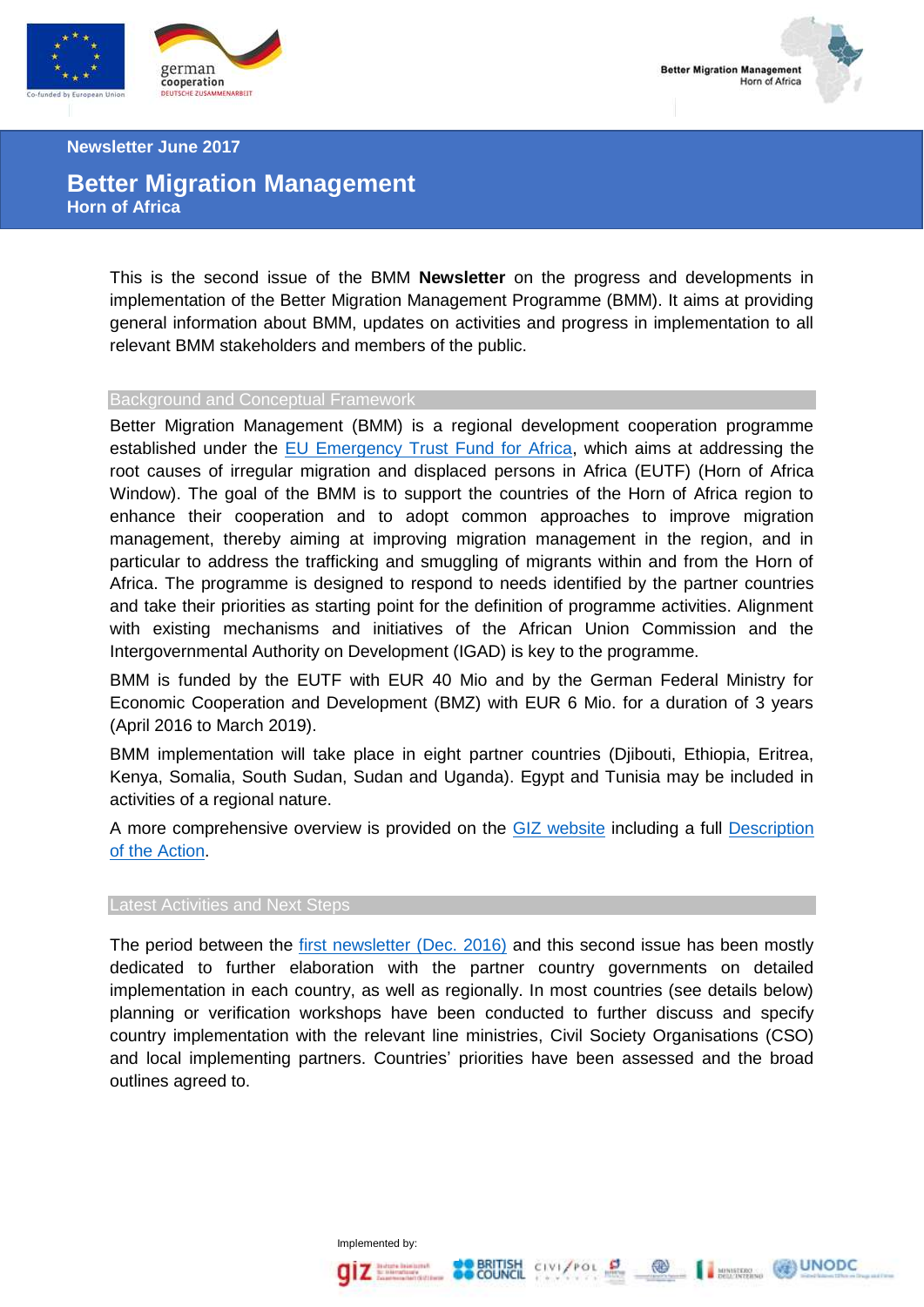Newsletter June 2017

# Better Migration Management

## Horn of Africa

This is the second issue of the BMM **Newsletter** on the progress and developments in implementation of the Better Migration Management Programme (BMM). It aims at providing general information about BMM, updates on activities and progress in implementation to all relevant BMM stakeholders and members of the public.

### Background and Conceptual Framework

Better Migration Management (BMM) is a regional development cooperation programme established under the EU Emergency Trust Fund for Africa, which aims at addressing the root causes of irregular migration and displaced persons in Africa (EUTF) (Horn of Africa Window). The goal of the BMM is to support the countries of the Horn of Africa region to enhance their cooperation and to adopt common approaches to improve migration management, thereby aiming at improving migration management in the region, and in particular to address the trafficking and smuggling of migrants within and from the Horn of Africa. The programme is designed to respond to needs identified by the partner countries and take their priorities as starting point for the definition of programme activities. Alignment with existing mechanisms and initiatives of the African Union Commission and the Intergovernmental Authority on Development (IGAD) is key to the programme.

BMM is funded by the EUTF with EUR 40 Mio and by the German Federal Ministry for Economic Cooperation and Development (BMZ) with EUR 6 Mio. for a duration of 3 years (April 2016 to March 2019).

BMM implementation will take place in eight partner countries (Djibouti, Ethiopia, Eritrea, Kenya, Somalia, South Sudan, Sudan and Uganda). Egypt and Tunisia may be included in activities of a regional nature.

A more comprehensive overview is provided on the GIZ website including a full Description of the Action.

### Latest Activities and Next Steps

The period between the first newsletter (Dec. 2016) and this second issue has been mostly dedicated to further elaboration with the partner country governments on detailed implementation in each country, as well as regionally. In most countries (see details below) planning or verification workshops have been conducted to further discuss and specify country implementation with the relevant line ministries, Civil Society Organisations (CSO) and local implementing partners. Countries' priorities have been assessed and the broad outlines agreed to.

Implemented by: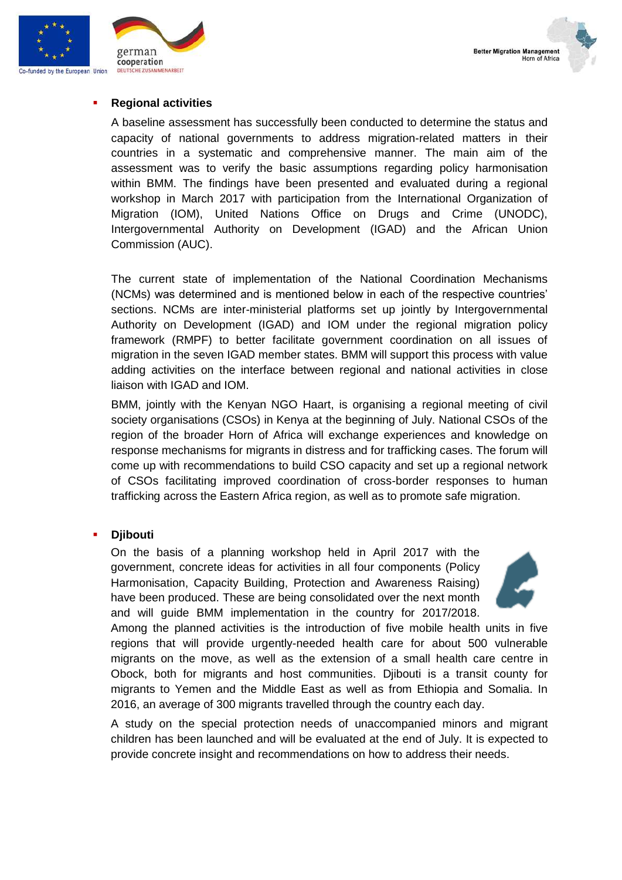- **Regional activities**

  A baseline assessment has successfully been conducted to determine the status and capacity of national governments to address migration-related matters in their countries in a systematic and comprehensive manner. The main aim of the assessment was to verify the basic assumptions regarding policy harmonisation within BMM. The findings have been presented and evaluated during a regional workshop in March 2017 with participation from the International Organization of Migration (IOM), United Nations Office on Drugs and Crime (UNODC), Intergovernmental Authority on Development (IGAD) and the African Union Commission (AUC).

  The current state of implementation of the National Coordination Mechanisms (NCMs) was determined and is mentioned below in each of the respective countries' sections. NCMs are inter-ministerial platforms set up jointly by Intergovernmental Authority on Development (IGAD) and IOM under the regional migration policy framework (RMPF) to better facilitate government coordination on all issues of migration in the seven IGAD member states. BMM will support this process with value adding activities on the interface between regional and national activities in close liaison with IGAD and IOM.

  BMM, jointly with the Kenyan NGO Haart, is organising a regional meeting of civil society organisations (CSOs) in Kenya at the beginning of July. National CSOs of the region of the broader Horn of Africa will exchange experiences and knowledge on response mechanisms for migrants in distress and for trafficking cases. The forum will come up with recommendations to build CSO capacity and set up a regional network of CSOs facilitating improved coordination of cross-border responses to human trafficking across the Eastern Africa region, as well as to promote safe migration.

- **Djibouti**

  On the basis of a planning workshop held in April 2017 with the government, concrete ideas for activities in all four components (Policy Harmonisation, Capacity Building, Protection and Awareness Raising) have been produced. These are being consolidated over the next month and will guide BMM implementation in the country for 2017/2018. Among the planned activities is the introduction of five mobile health units in five regions that will provide urgently-needed health care for about 500 vulnerable migrants on the move, as well as the extension of a small health care centre in Obock, both for migrants and host communities. Djibouti is a transit county for migrants to Yemen and the Middle East as well as from Ethiopia and Somalia. In 2016, an average of 300 migrants travelled through the country each day.

  A study on the special protection needs of unaccompanied minors and migrant children has been launched and will be evaluated at the end of July. It is expected to provide concrete insight and recommendations on how to address their needs.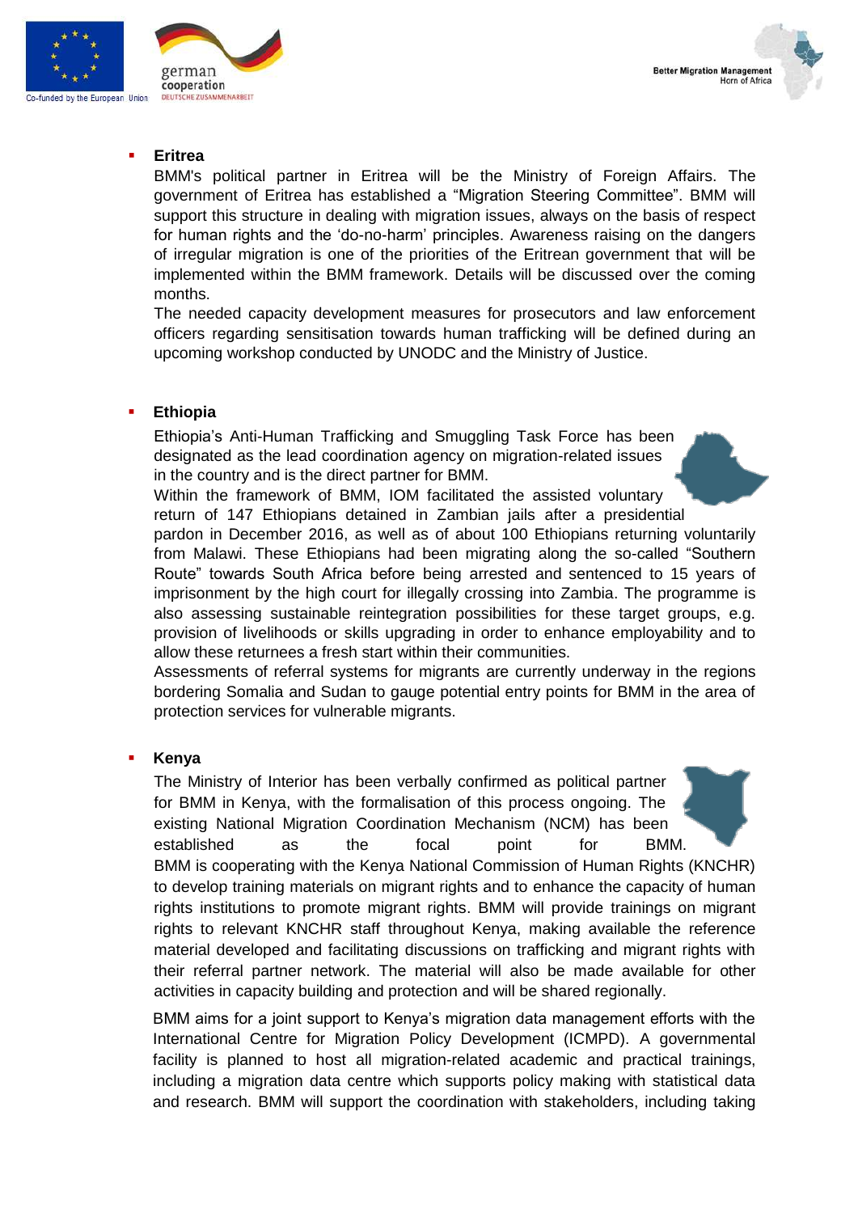- **Eritrea**

  BMM's political partner in Eritrea will be the Ministry of Foreign Affairs. The government of Eritrea has established a "Migration Steering Committee". BMM will support this structure in dealing with migration issues, always on the basis of respect for human rights and the 'do-no-harm' principles. Awareness raising on the dangers of irregular migration is one of the priorities of the Eritrean government that will be implemented within the BMM framework. Details will be discussed over the coming months.

  The needed capacity development measures for prosecutors and law enforcement officers regarding sensitisation towards human trafficking will be defined during an upcoming workshop conducted by UNODC and the Ministry of Justice.

- **Ethiopia**

  Ethiopia's Anti-Human Trafficking and Smuggling Task Force has been designated as the lead coordination agency on migration-related issues in the country and is the direct partner for BMM.

  Within the framework of BMM, IOM facilitated the assisted voluntary return of 147 Ethiopians detained in Zambian jails after a presidential pardon in December 2016, as well as of about 100 Ethiopians returning voluntarily from Malawi. These Ethiopians had been migrating along the so-called "Southern Route" towards South Africa before being arrested and sentenced to 15 years of imprisonment by the high court for illegally crossing into Zambia. The programme is also assessing sustainable reintegration possibilities for these target groups, e.g. provision of livelihoods or skills upgrading in order to enhance employability and to allow these returnees a fresh start within their communities.

  Assessments of referral systems for migrants are currently underway in the regions bordering Somalia and Sudan to gauge potential entry points for BMM in the area of protection services for vulnerable migrants.

- **Kenya**

  The Ministry of Interior has been verbally confirmed as political partner for BMM in Kenya, with the formalisation of this process ongoing. The existing National Migration Coordination Mechanism (NCM) has been established as the focal point for BMM.

  BMM is cooperating with the Kenya National Commission of Human Rights (KNCHR) to develop training materials on migrant rights and to enhance the capacity of human rights institutions to promote migrant rights. BMM will provide trainings on migrant rights to relevant KNCHR staff throughout Kenya, making available the reference material developed and facilitating discussions on trafficking and migrant rights with their referral partner network. The material will also be made available for other activities in capacity building and protection and will be shared regionally.

  BMM aims for a joint support to Kenya's migration data management efforts with the International Centre for Migration Policy Development (ICMPD). A governmental facility is planned to host all migration-related academic and practical trainings, including a migration data centre which supports policy making with statistical data and research. BMM will support the coordination with stakeholders, including taking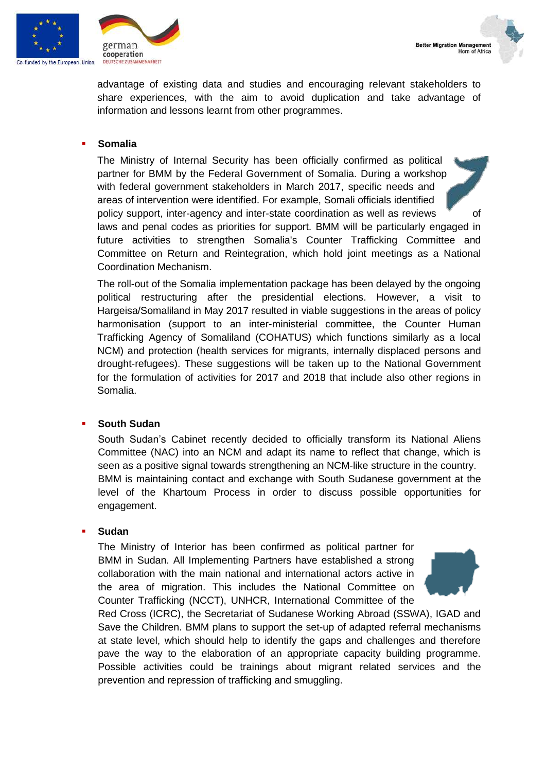advantage of existing data and studies and encouraging relevant stakeholders to share experiences, with the aim to avoid duplication and take advantage of information and lessons learnt from other programmes.

- **Somalia**

  The Ministry of Internal Security has been officially confirmed as political partner for BMM by the Federal Government of Somalia. During a workshop with federal government stakeholders in March 2017, specific needs and areas of intervention were identified. For example, Somali officials identified policy support, inter-agency and inter-state coordination as well as reviews of laws and penal codes as priorities for support. BMM will be particularly engaged in future activities to strengthen Somalia's Counter Trafficking Committee and Committee on Return and Reintegration, which hold joint meetings as a National Coordination Mechanism.

  The roll-out of the Somalia implementation package has been delayed by the ongoing political restructuring after the presidential elections. However, a visit to Hargeisa/Somaliland in May 2017 resulted in viable suggestions in the areas of policy harmonisation (support to an inter-ministerial committee, the Counter Human Trafficking Agency of Somaliland (COHATUS) which functions similarly as a local NCM) and protection (health services for migrants, internally displaced persons and drought-refugees). These suggestions will be taken up to the National Government for the formulation of activities for 2017 and 2018 that include also other regions in Somalia.

- **South Sudan**

  South Sudan's Cabinet recently decided to officially transform its National Aliens Committee (NAC) into an NCM and adapt its name to reflect that change, which is seen as a positive signal towards strengthening an NCM-like structure in the country. BMM is maintaining contact and exchange with South Sudanese government at the level of the Khartoum Process in order to discuss possible opportunities for engagement.

- **Sudan**

  The Ministry of Interior has been confirmed as political partner for BMM in Sudan. All Implementing Partners have established a strong collaboration with the main national and international actors active in the area of migration. This includes the National Committee on Counter Trafficking (NCCT), UNHCR, International Committee of the Red Cross (ICRC), the Secretariat of Sudanese Working Abroad (SSWA), IGAD and Save the Children. BMM plans to support the set-up of adapted referral mechanisms at state level, which should help to identify the gaps and challenges and therefore pave the way to the elaboration of an appropriate capacity building programme. Possible activities could be trainings about migrant related services and the prevention and repression of trafficking and smuggling.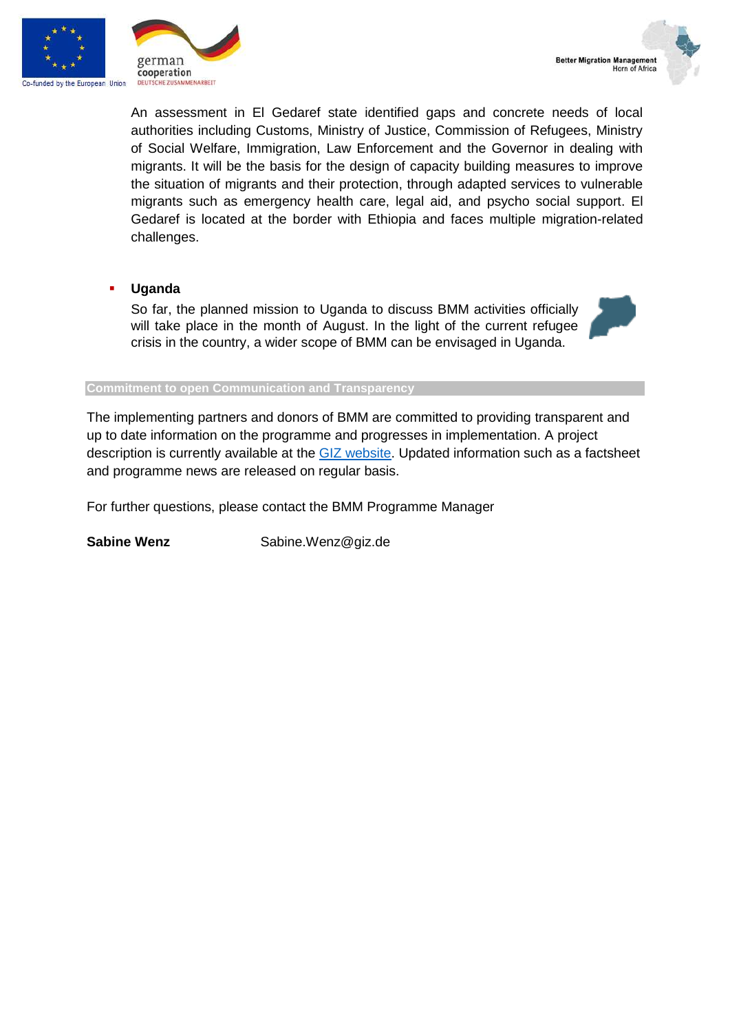An assessment in El Gedaref state identified gaps and concrete needs of local authorities including Customs, Ministry of Justice, Commission of Refugees, Ministry of Social Welfare, Immigration, Law Enforcement and the Governor in dealing with migrants. It will be the basis for the design of capacity building measures to improve the situation of migrants and their protection, through adapted services to vulnerable migrants such as emergency health care, legal aid, and psycho social support. El Gedaref is located at the border with Ethiopia and faces multiple migration-related challenges.

- **Uganda**

  So far, the planned mission to Uganda to discuss BMM activities officially will take place in the month of August. In the light of the current refugee crisis in the country, a wider scope of BMM can be envisaged in Uganda.

## Commitment to open Communication and Transparency

The implementing partners and donors of BMM are committed to providing transparent and up to date information on the programme and progresses in implementation. A project description is currently available at the GIZ website. Updated information such as a factsheet and programme news are released on regular basis.

For further questions, please contact the BMM Programme Manager

**Sabine Wenz** Sabine.Wenz@giz.de